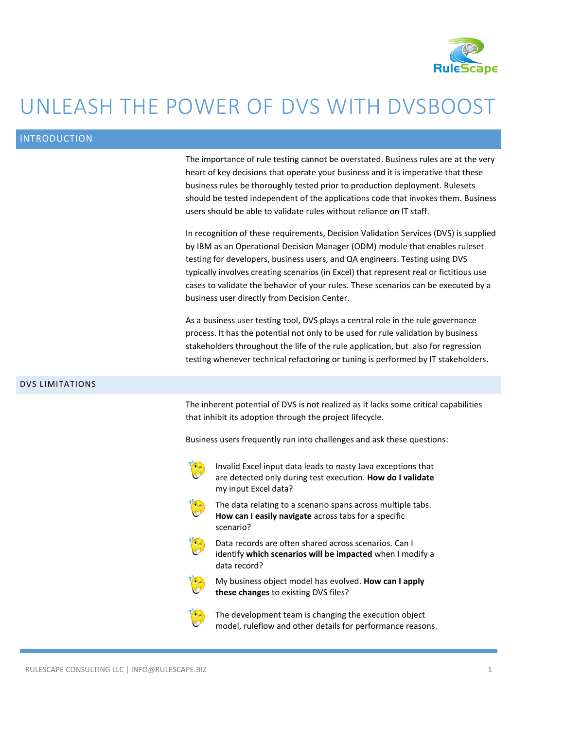# UNLEASH THE POWER OF DVS WITH DVSBOOST

## INTRODUCTION

The importance of rule testing cannot be overstated. Business rules are at the very heart of key decisions that operate your business and it is imperative that these business rules be thoroughly tested prior to production deployment. Rulesets should be tested independent of the applications code that invokes them. Business users should be able to validate rules without reliance on IT staff.

In recognition of these requirements, Decision Validation Services (DVS) is supplied by IBM as an Operational Decision Manager (ODM) module that enables ruleset testing for developers, business users, and QA engineers. Testing using DVS typically involves creating scenarios (in Excel) that represent real or fictitious use cases to validate the behavior of your rules. These scenarios can be executed by a business user directly from Decision Center.

As a business user testing tool, DVS plays a central role in the rule governance process. It has the potential not only to be used for rule validation by business stakeholders throughout the life of the rule application, but also for regression testing whenever technical refactoring or tuning is performed by IT stakeholders.

## DVS LIMITATIONS

The inherent potential of DVS is not realized as it lacks some critical capabilities that inhibit its adoption through the project lifecycle.

Business users frequently run into challenges and ask these questions:

- Invalid Excel input data leads to nasty Java exceptions that are detected only during test execution. **How do I validate** my input Excel data?
- The data relating to a scenario spans across multiple tabs. **How can I easily navigate** across tabs for a specific scenario?
- Data records are often shared across scenarios. Can I identify **which scenarios will be impacted** when I modify a data record?
- My business object model has evolved. **How can I apply these changes** to existing DVS files?
- The development team is changing the execution object model, ruleflow and other details for performance reasons.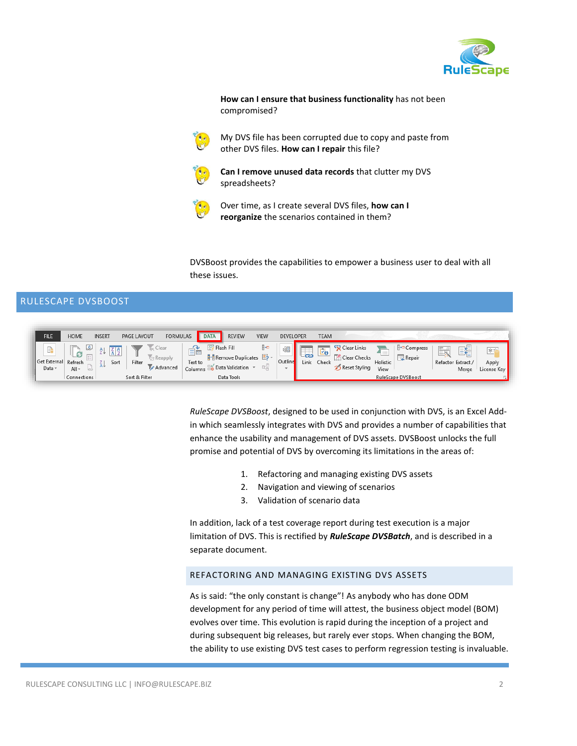**How can I ensure that business functionality** has not been compromised?

My DVS file has been corrupted due to copy and paste from other DVS files. **How can I repair** this file?

**Can I remove unused data records** that clutter my DVS spreadsheets?

Over time, as I create several DVS files, **how can I reorganize** the scenarios contained in them?

DVSBoost provides the capabilities to empower a business user to deal with all these issues.

## RULESCAPE DVSBOOST

*RuleScape DVSBoost*, designed to be used in conjunction with DVS, is an Excel Add-in which seamlessly integrates with DVS and provides a number of capabilities that enhance the usability and management of DVS assets. DVSBoost unlocks the full promise and potential of DVS by overcoming its limitations in the areas of:

1. Refactoring and managing existing DVS assets
2. Navigation and viewing of scenarios
3. Validation of scenario data

In addition, lack of a test coverage report during test execution is a major limitation of DVS. This is rectified by ***RuleScape DVSBatch***, and is described in a separate document.

### REFACTORING AND MANAGING EXISTING DVS ASSETS

As is said: "the only constant is change"! As anybody who has done ODM development for any period of time will attest, the business object model (BOM) evolves over time. This evolution is rapid during the inception of a project and during subsequent big releases, but rarely ever stops. When changing the BOM, the ability to use existing DVS test cases to perform regression testing is invaluable.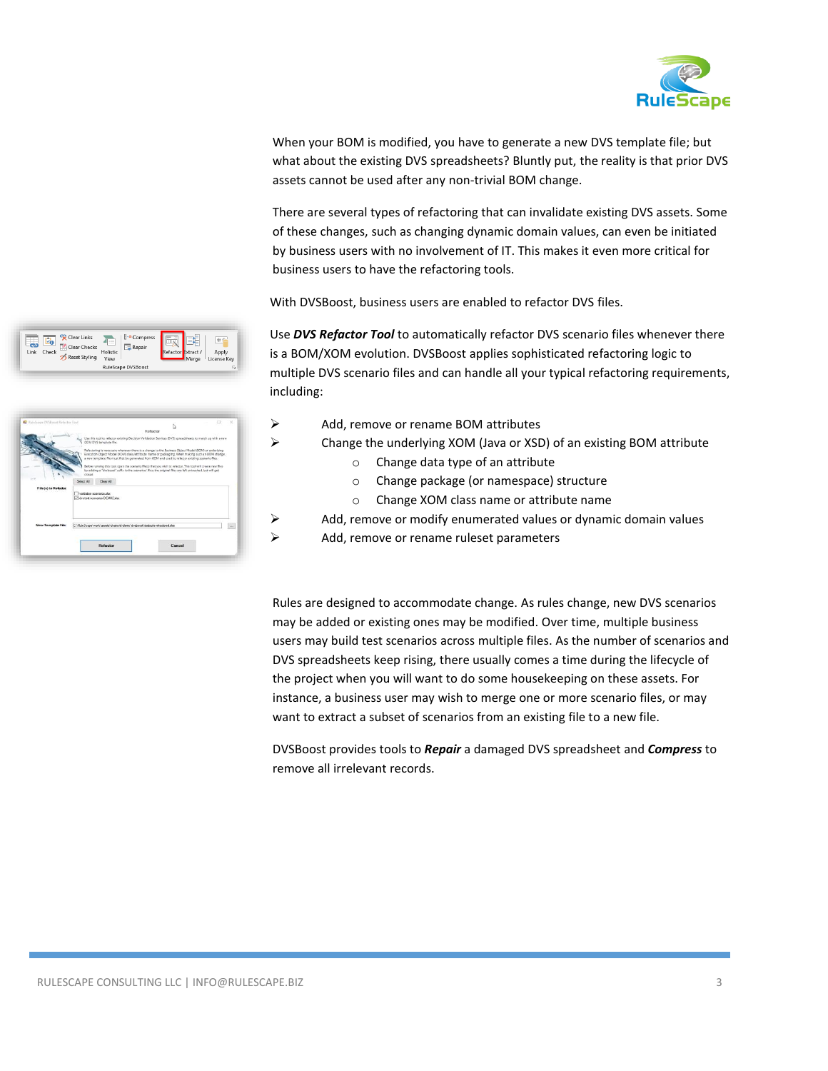When your BOM is modified, you have to generate a new DVS template file; but what about the existing DVS spreadsheets? Bluntly put, the reality is that prior DVS assets cannot be used after any non-trivial BOM change.

There are several types of refactoring that can invalidate existing DVS assets. Some of these changes, such as changing dynamic domain values, can even be initiated by business users with no involvement of IT. This makes it even more critical for business users to have the refactoring tools.

With DVSBoost, business users are enabled to refactor DVS files.

Use ***DVS Refactor Tool*** to automatically refactor DVS scenario files whenever there is a BOM/XOM evolution. DVSBoost applies sophisticated refactoring logic to multiple DVS scenario files and can handle all your typical refactoring requirements, including:

- Add, remove or rename BOM attributes
- Change the underlying XOM (Java or XSD) of an existing BOM attribute
  - Change data type of an attribute
  - Change package (or namespace) structure
  - Change XOM class name or attribute name
- Add, remove or modify enumerated values or dynamic domain values
- Add, remove or rename ruleset parameters

Rules are designed to accommodate change. As rules change, new DVS scenarios may be added or existing ones may be modified. Over time, multiple business users may build test scenarios across multiple files. As the number of scenarios and DVS spreadsheets keep rising, there usually comes a time during the lifecycle of the project when you will want to do some housekeeping on these assets. For instance, a business user may wish to merge one or more scenario files, or may want to extract a subset of scenarios from an existing file to a new file.

DVSBoost provides tools to ***Repair*** a damaged DVS spreadsheet and ***Compress*** to remove all irrelevant records.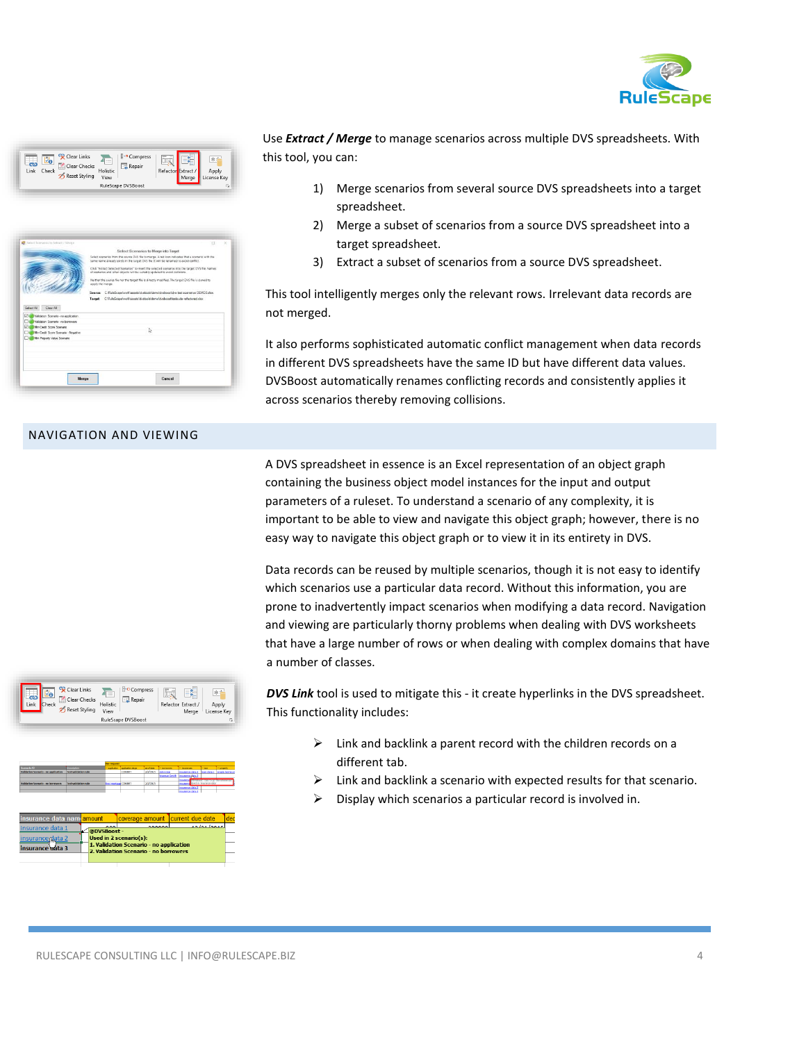Use ***Extract / Merge*** to manage scenarios across multiple DVS spreadsheets. With this tool, you can:

1) Merge scenarios from several source DVS spreadsheets into a target spreadsheet.
2) Merge a subset of scenarios from a source DVS spreadsheet into a target spreadsheet.
3) Extract a subset of scenarios from a source DVS spreadsheet.

This tool intelligently merges only the relevant rows. Irrelevant data records are not merged.

It also performs sophisticated automatic conflict management when data records in different DVS spreadsheets have the same ID but have different data values. DVSBoost automatically renames conflicting records and consistently applies it across scenarios thereby removing collisions.

## NAVIGATION AND VIEWING

A DVS spreadsheet in essence is an Excel representation of an object graph containing the business object model instances for the input and output parameters of a ruleset. To understand a scenario of any complexity, it is important to be able to view and navigate this object graph; however, there is no easy way to navigate this object graph or to view it in its entirety in DVS.

Data records can be reused by multiple scenarios, though it is not easy to identify which scenarios use a particular data record. Without this information, you are prone to inadvertently impact scenarios when modifying a data record. Navigation and viewing are particularly thorny problems when dealing with DVS worksheets that have a large number of rows or when dealing with complex domains that have a number of classes.

***DVS Link*** tool is used to mitigate this - it create hyperlinks in the DVS spreadsheet. This functionality includes:

- Link and backlink a parent record with the children records on a different tab.
- Link and backlink a scenario with expected results for that scenario.
- Display which scenarios a particular record is involved in.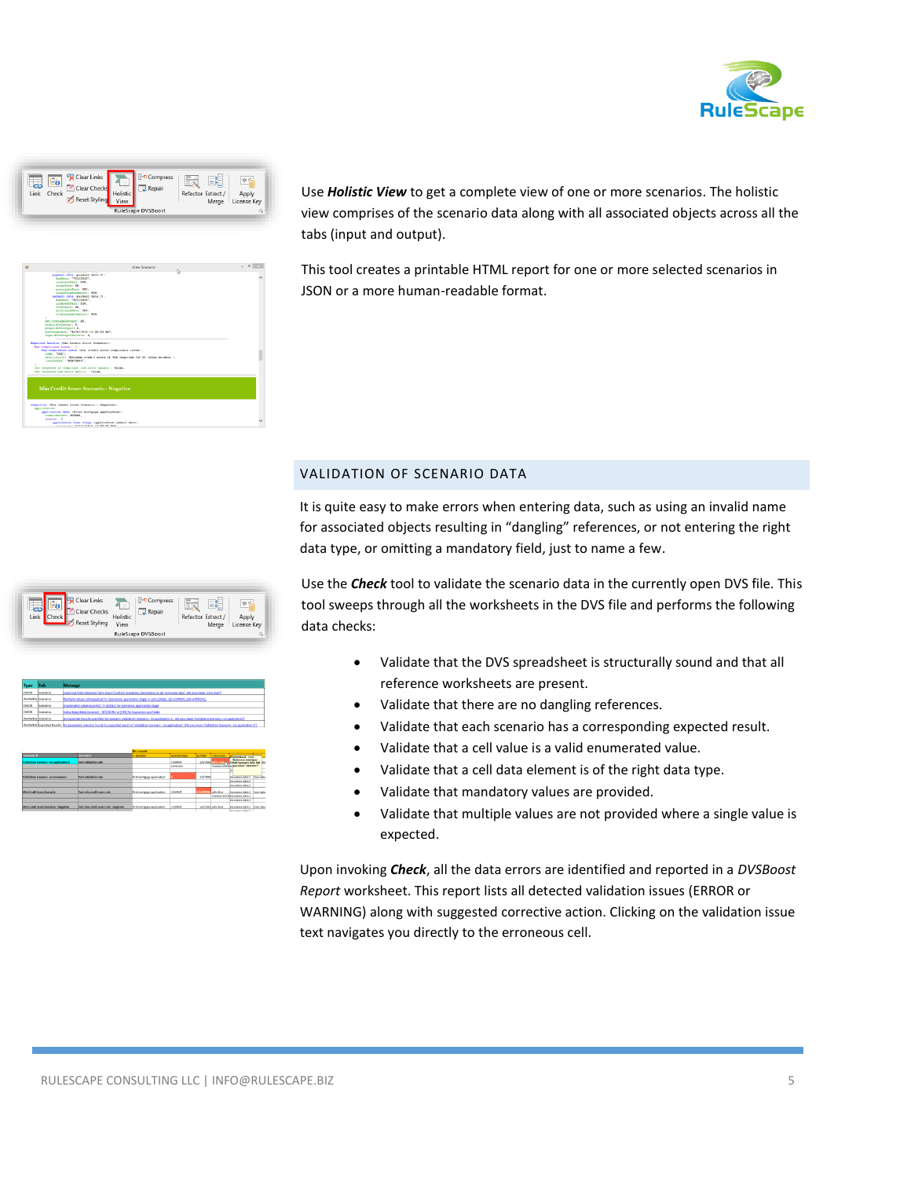Use ***Holistic View*** to get a complete view of one or more scenarios. The holistic view comprises of the scenario data along with all associated objects across all the tabs (input and output).

This tool creates a printable HTML report for one or more selected scenarios in JSON or a more human-readable format.

## VALIDATION OF SCENARIO DATA

It is quite easy to make errors when entering data, such as using an invalid name for associated objects resulting in "dangling" references, or not entering the right data type, or omitting a mandatory field, just to name a few.

Use the ***Check*** tool to validate the scenario data in the currently open DVS file. This tool sweeps through all the worksheets in the DVS file and performs the following data checks:

- Validate that the DVS spreadsheet is structurally sound and that all reference worksheets are present.
- Validate that there are no dangling references.
- Validate that each scenario has a corresponding expected result.
- Validate that a cell value is a valid enumerated value.
- Validate that a cell data element is of the right data type.
- Validate that mandatory values are provided.
- Validate that multiple values are not provided where a single value is expected.

Upon invoking ***Check***, all the data errors are identified and reported in a *DVSBoost Report* worksheet. This report lists all detected validation issues (ERROR or WARNING) along with suggested corrective action. Clicking on the validation issue text navigates you directly to the erroneous cell.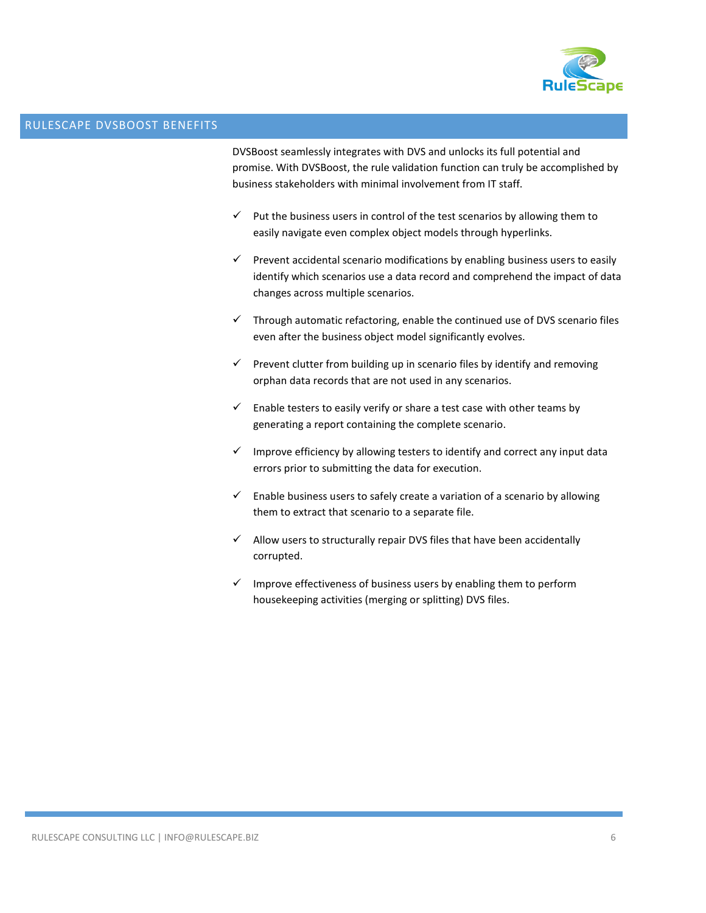## RULESCAPE DVSBOOST BENEFITS

DVSBoost seamlessly integrates with DVS and unlocks its full potential and promise. With DVSBoost, the rule validation function can truly be accomplished by business stakeholders with minimal involvement from IT staff.

- ✓ Put the business users in control of the test scenarios by allowing them to easily navigate even complex object models through hyperlinks.
- ✓ Prevent accidental scenario modifications by enabling business users to easily identify which scenarios use a data record and comprehend the impact of data changes across multiple scenarios.
- ✓ Through automatic refactoring, enable the continued use of DVS scenario files even after the business object model significantly evolves.
- ✓ Prevent clutter from building up in scenario files by identify and removing orphan data records that are not used in any scenarios.
- ✓ Enable testers to easily verify or share a test case with other teams by generating a report containing the complete scenario.
- ✓ Improve efficiency by allowing testers to identify and correct any input data errors prior to submitting the data for execution.
- ✓ Enable business users to safely create a variation of a scenario by allowing them to extract that scenario to a separate file.
- ✓ Allow users to structurally repair DVS files that have been accidentally corrupted.
- ✓ Improve effectiveness of business users by enabling them to perform housekeeping activities (merging or splitting) DVS files.